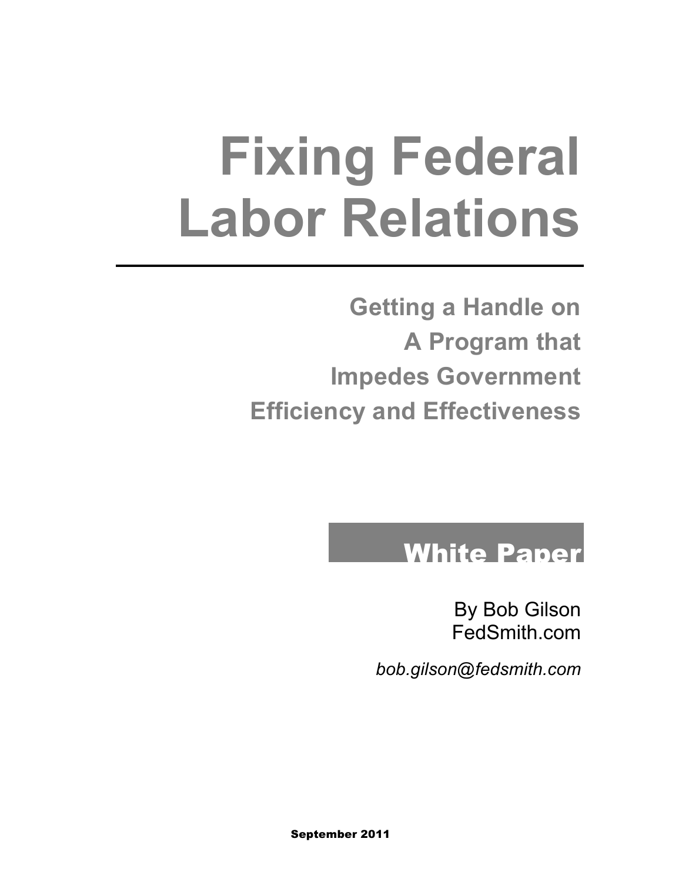# Fixing Federal Labor Relations

## Getting a Handle on A Program that Impedes Government Efficiency and Effectiveness

**White Paper**

By Bob Gilson
FedSmith.com

*bob.gilson@fedsmith.com*

**September 2011**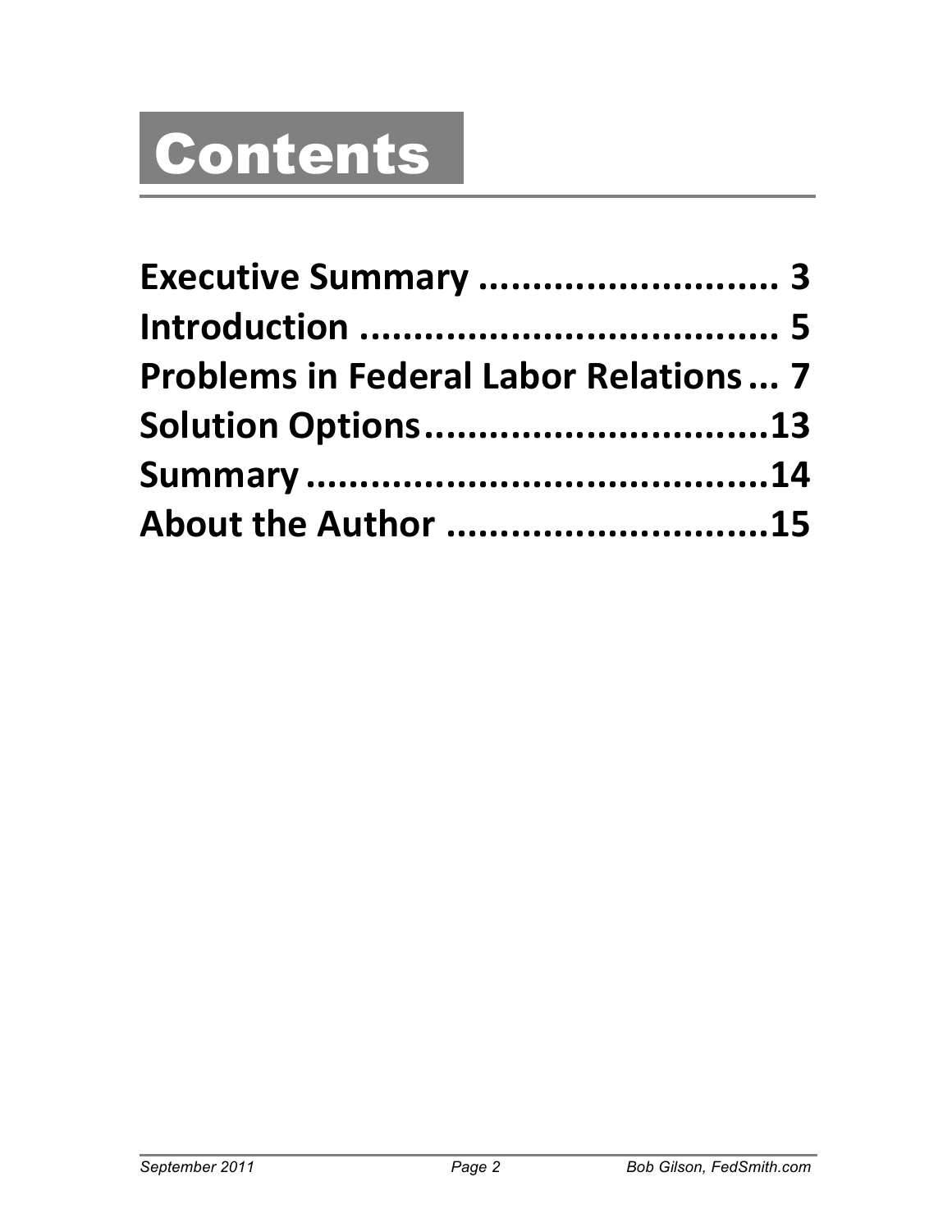# Contents

Executive Summary .......................... 3
Introduction ...................................... 5
Problems in Federal Labor Relations ... 7
Solution Options ...............................13
Summary ..........................................14
About the Author .............................15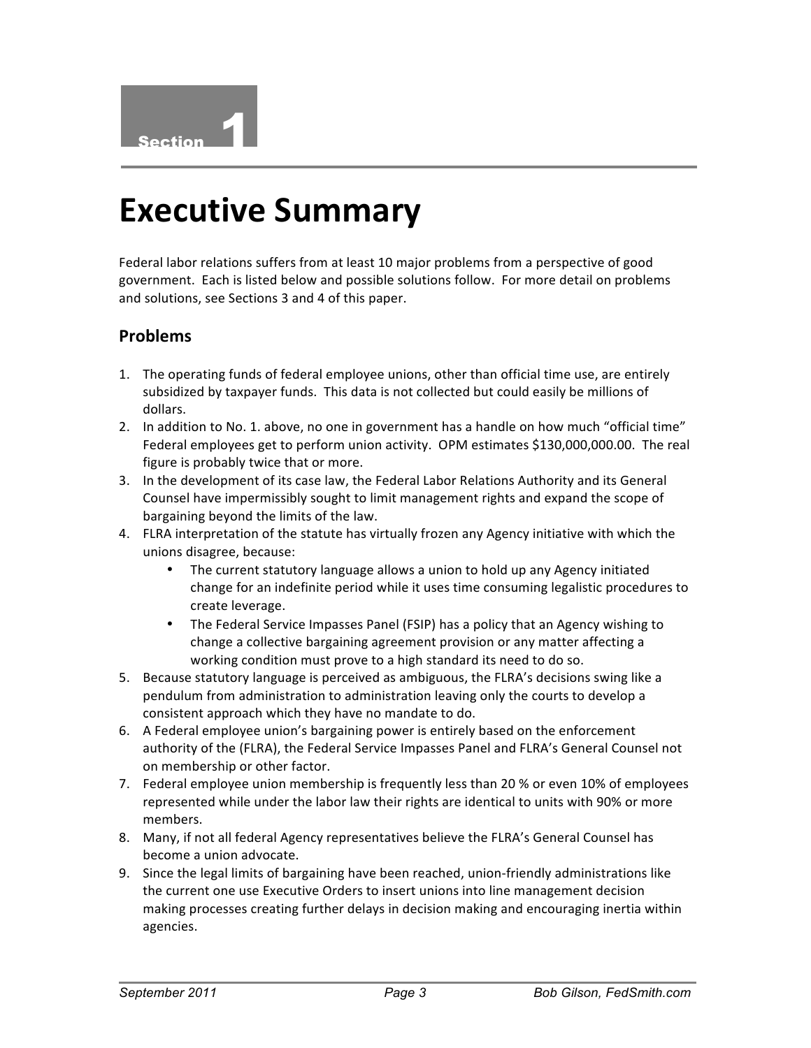Section 1

# Executive Summary

Federal labor relations suffers from at least 10 major problems from a perspective of good government. Each is listed below and possible solutions follow. For more detail on problems and solutions, see Sections 3 and 4 of this paper.

## Problems

1. The operating funds of federal employee unions, other than official time use, are entirely subsidized by taxpayer funds. This data is not collected but could easily be millions of dollars.
2. In addition to No. 1. above, no one in government has a handle on how much "official time" Federal employees get to perform union activity. OPM estimates $130,000,000.00. The real figure is probably twice that or more.
3. In the development of its case law, the Federal Labor Relations Authority and its General Counsel have impermissibly sought to limit management rights and expand the scope of bargaining beyond the limits of the law.
4. FLRA interpretation of the statute has virtually frozen any Agency initiative with which the unions disagree, because:
   - The current statutory language allows a union to hold up any Agency initiated change for an indefinite period while it uses time consuming legalistic procedures to create leverage.
   - The Federal Service Impasses Panel (FSIP) has a policy that an Agency wishing to change a collective bargaining agreement provision or any matter affecting a working condition must prove to a high standard its need to do so.
5. Because statutory language is perceived as ambiguous, the FLRA's decisions swing like a pendulum from administration to administration leaving only the courts to develop a consistent approach which they have no mandate to do.
6. A Federal employee union's bargaining power is entirely based on the enforcement authority of the (FLRA), the Federal Service Impasses Panel and FLRA's General Counsel not on membership or other factor.
7. Federal employee union membership is frequently less than 20 % or even 10% of employees represented while under the labor law their rights are identical to units with 90% or more members.
8. Many, if not all federal Agency representatives believe the FLRA's General Counsel has become a union advocate.
9. Since the legal limits of bargaining have been reached, union-friendly administrations like the current one use Executive Orders to insert unions into line management decision making processes creating further delays in decision making and encouraging inertia within agencies.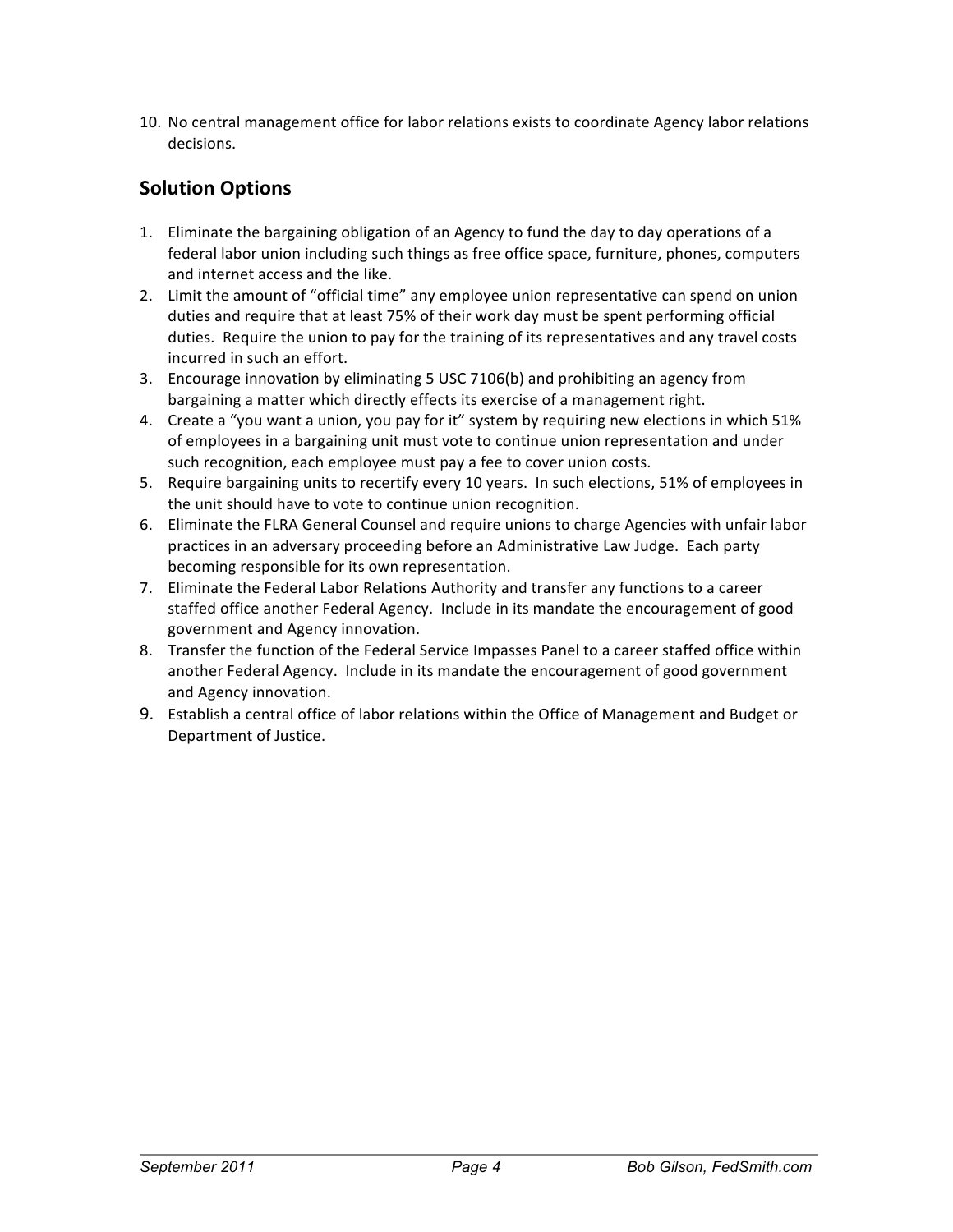10. No central management office for labor relations exists to coordinate Agency labor relations decisions.

## Solution Options

1. Eliminate the bargaining obligation of an Agency to fund the day to day operations of a federal labor union including such things as free office space, furniture, phones, computers and internet access and the like.
2. Limit the amount of "official time" any employee union representative can spend on union duties and require that at least 75% of their work day must be spent performing official duties. Require the union to pay for the training of its representatives and any travel costs incurred in such an effort.
3. Encourage innovation by eliminating 5 USC 7106(b) and prohibiting an agency from bargaining a matter which directly effects its exercise of a management right.
4. Create a "you want a union, you pay for it" system by requiring new elections in which 51% of employees in a bargaining unit must vote to continue union representation and under such recognition, each employee must pay a fee to cover union costs.
5. Require bargaining units to recertify every 10 years. In such elections, 51% of employees in the unit should have to vote to continue union recognition.
6. Eliminate the FLRA General Counsel and require unions to charge Agencies with unfair labor practices in an adversary proceeding before an Administrative Law Judge. Each party becoming responsible for its own representation.
7. Eliminate the Federal Labor Relations Authority and transfer any functions to a career staffed office another Federal Agency. Include in its mandate the encouragement of good government and Agency innovation.
8. Transfer the function of the Federal Service Impasses Panel to a career staffed office within another Federal Agency. Include in its mandate the encouragement of good government and Agency innovation.
9. Establish a central office of labor relations within the Office of Management and Budget or Department of Justice.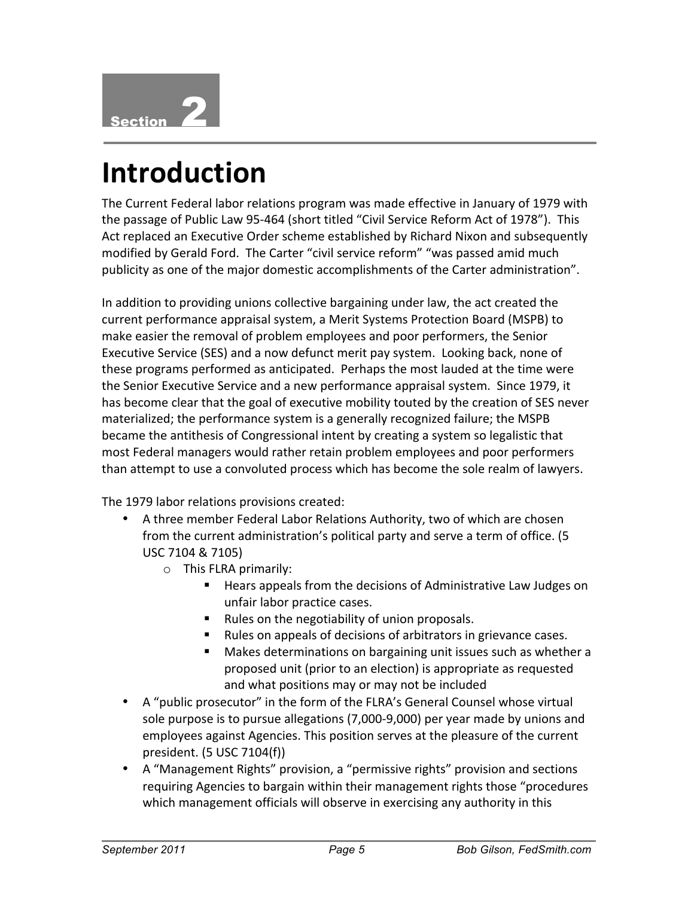Section 2

# Introduction

The Current Federal labor relations program was made effective in January of 1979 with the passage of Public Law 95-464 (short titled "Civil Service Reform Act of 1978"). This Act replaced an Executive Order scheme established by Richard Nixon and subsequently modified by Gerald Ford. The Carter "civil service reform" "was passed amid much publicity as one of the major domestic accomplishments of the Carter administration".

In addition to providing unions collective bargaining under law, the act created the current performance appraisal system, a Merit Systems Protection Board (MSPB) to make easier the removal of problem employees and poor performers, the Senior Executive Service (SES) and a now defunct merit pay system. Looking back, none of these programs performed as anticipated. Perhaps the most lauded at the time were the Senior Executive Service and a new performance appraisal system. Since 1979, it has become clear that the goal of executive mobility touted by the creation of SES never materialized; the performance system is a generally recognized failure; the MSPB became the antithesis of Congressional intent by creating a system so legalistic that most Federal managers would rather retain problem employees and poor performers than attempt to use a convoluted process which has become the sole realm of lawyers.

The 1979 labor relations provisions created:

- A three member Federal Labor Relations Authority, two of which are chosen from the current administration's political party and serve a term of office. (5 USC 7104 & 7105)
  - This FLRA primarily:
    - Hears appeals from the decisions of Administrative Law Judges on unfair labor practice cases.
    - Rules on the negotiability of union proposals.
    - Rules on appeals of decisions of arbitrators in grievance cases.
    - Makes determinations on bargaining unit issues such as whether a proposed unit (prior to an election) is appropriate as requested and what positions may or may not be included
- A "public prosecutor" in the form of the FLRA's General Counsel whose virtual sole purpose is to pursue allegations (7,000-9,000) per year made by unions and employees against Agencies. This position serves at the pleasure of the current president. (5 USC 7104(f))
- A "Management Rights" provision, a "permissive rights" provision and sections requiring Agencies to bargain within their management rights those "procedures which management officials will observe in exercising any authority in this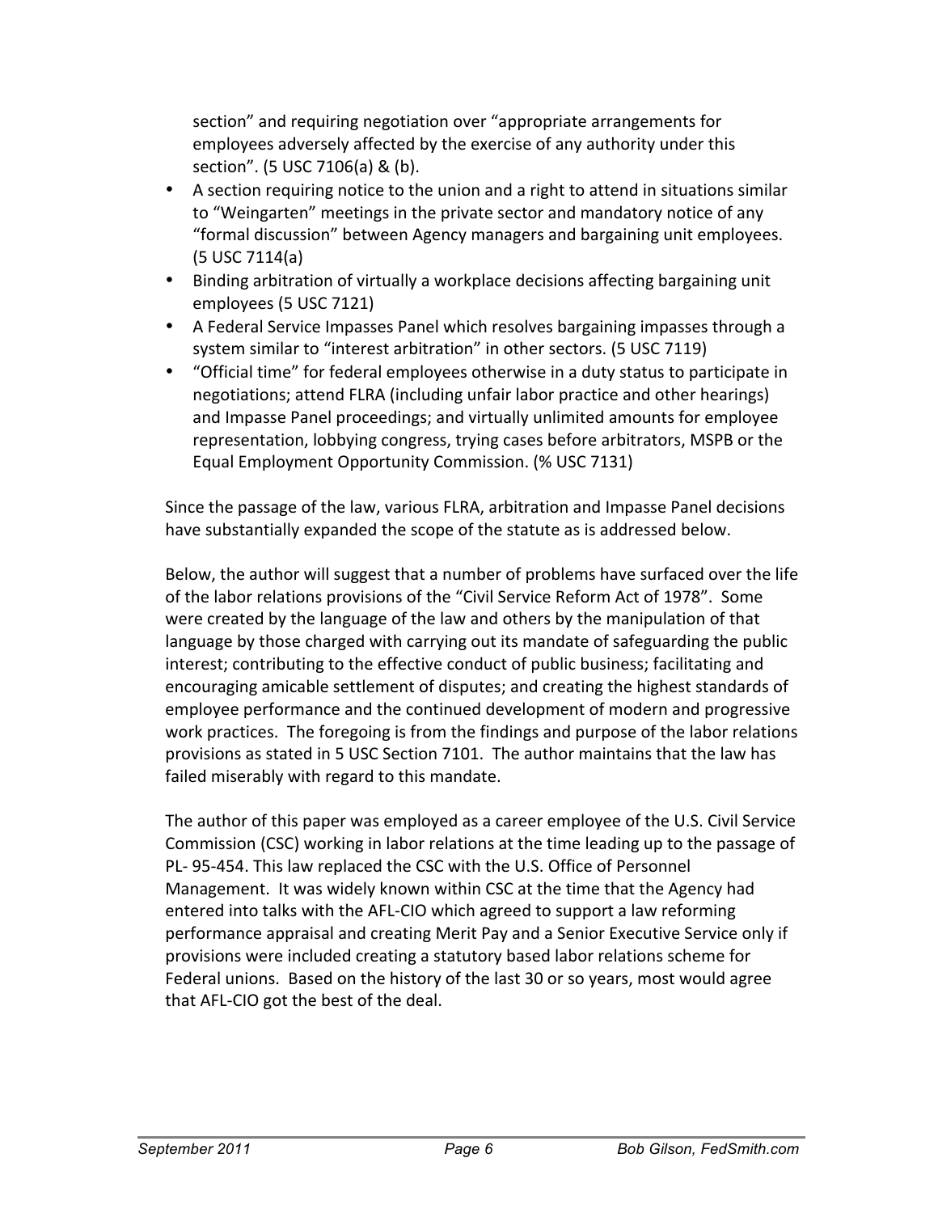section" and requiring negotiation over "appropriate arrangements for employees adversely affected by the exercise of any authority under this section". (5 USC 7106(a) & (b).

- A section requiring notice to the union and a right to attend in situations similar to "Weingarten" meetings in the private sector and mandatory notice of any "formal discussion" between Agency managers and bargaining unit employees. (5 USC 7114(a)
- Binding arbitration of virtually a workplace decisions affecting bargaining unit employees (5 USC 7121)
- A Federal Service Impasses Panel which resolves bargaining impasses through a system similar to "interest arbitration" in other sectors. (5 USC 7119)
- "Official time" for federal employees otherwise in a duty status to participate in negotiations; attend FLRA (including unfair labor practice and other hearings) and Impasse Panel proceedings; and virtually unlimited amounts for employee representation, lobbying congress, trying cases before arbitrators, MSPB or the Equal Employment Opportunity Commission. (% USC 7131)

Since the passage of the law, various FLRA, arbitration and Impasse Panel decisions have substantially expanded the scope of the statute as is addressed below.

Below, the author will suggest that a number of problems have surfaced over the life of the labor relations provisions of the "Civil Service Reform Act of 1978". Some were created by the language of the law and others by the manipulation of that language by those charged with carrying out its mandate of safeguarding the public interest; contributing to the effective conduct of public business; facilitating and encouraging amicable settlement of disputes; and creating the highest standards of employee performance and the continued development of modern and progressive work practices. The foregoing is from the findings and purpose of the labor relations provisions as stated in 5 USC Section 7101. The author maintains that the law has failed miserably with regard to this mandate.

The author of this paper was employed as a career employee of the U.S. Civil Service Commission (CSC) working in labor relations at the time leading up to the passage of PL- 95-454. This law replaced the CSC with the U.S. Office of Personnel Management. It was widely known within CSC at the time that the Agency had entered into talks with the AFL-CIO which agreed to support a law reforming performance appraisal and creating Merit Pay and a Senior Executive Service only if provisions were included creating a statutory based labor relations scheme for Federal unions. Based on the history of the last 30 or so years, most would agree that AFL-CIO got the best of the deal.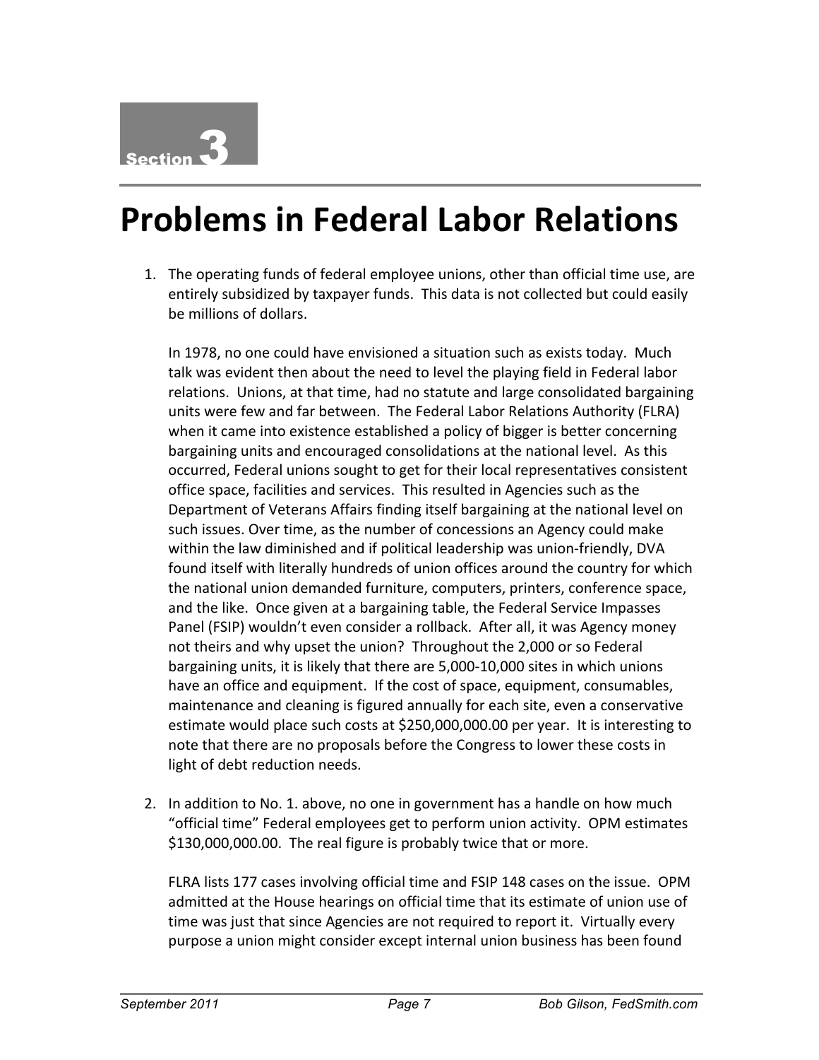Section 3

# Problems in Federal Labor Relations

1. The operating funds of federal employee unions, other than official time use, are entirely subsidized by taxpayer funds. This data is not collected but could easily be millions of dollars.

   In 1978, no one could have envisioned a situation such as exists today. Much talk was evident then about the need to level the playing field in Federal labor relations. Unions, at that time, had no statute and large consolidated bargaining units were few and far between. The Federal Labor Relations Authority (FLRA) when it came into existence established a policy of bigger is better concerning bargaining units and encouraged consolidations at the national level. As this occurred, Federal unions sought to get for their local representatives consistent office space, facilities and services. This resulted in Agencies such as the Department of Veterans Affairs finding itself bargaining at the national level on such issues. Over time, as the number of concessions an Agency could make within the law diminished and if political leadership was union-friendly, DVA found itself with literally hundreds of union offices around the country for which the national union demanded furniture, computers, printers, conference space, and the like. Once given at a bargaining table, the Federal Service Impasses Panel (FSIP) wouldn't even consider a rollback. After all, it was Agency money not theirs and why upset the union? Throughout the 2,000 or so Federal bargaining units, it is likely that there are 5,000-10,000 sites in which unions have an office and equipment. If the cost of space, equipment, consumables, maintenance and cleaning is figured annually for each site, even a conservative estimate would place such costs at $250,000,000.00 per year. It is interesting to note that there are no proposals before the Congress to lower these costs in light of debt reduction needs.

2. In addition to No. 1. above, no one in government has a handle on how much "official time" Federal employees get to perform union activity. OPM estimates $130,000,000.00. The real figure is probably twice that or more.

   FLRA lists 177 cases involving official time and FSIP 148 cases on the issue. OPM admitted at the House hearings on official time that its estimate of union use of time was just that since Agencies are not required to report it. Virtually every purpose a union might consider except internal union business has been found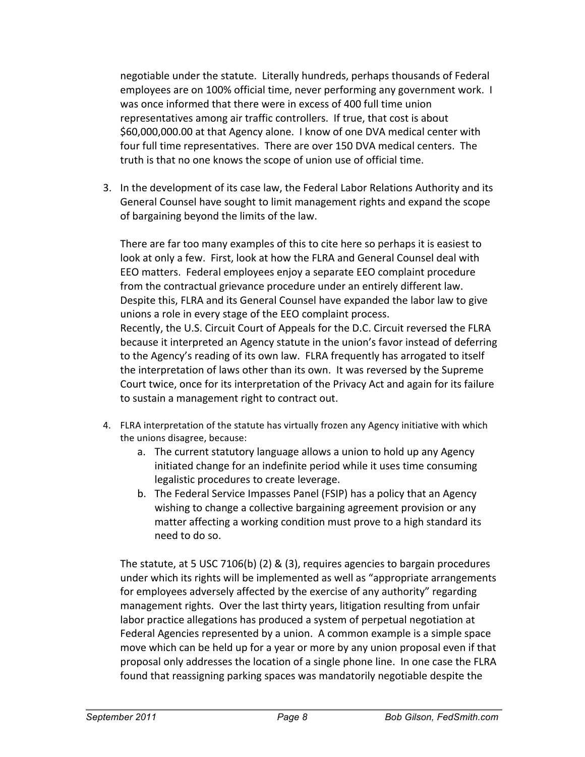negotiable under the statute. Literally hundreds, perhaps thousands of Federal employees are on 100% official time, never performing any government work. I was once informed that there were in excess of 400 full time union representatives among air traffic controllers. If true, that cost is about $60,000,000.00 at that Agency alone. I know of one DVA medical center with four full time representatives. There are over 150 DVA medical centers. The truth is that no one knows the scope of union use of official time.

3. In the development of its case law, the Federal Labor Relations Authority and its General Counsel have sought to limit management rights and expand the scope of bargaining beyond the limits of the law.

   There are far too many examples of this to cite here so perhaps it is easiest to look at only a few. First, look at how the FLRA and General Counsel deal with EEO matters. Federal employees enjoy a separate EEO complaint procedure from the contractual grievance procedure under an entirely different law. Despite this, FLRA and its General Counsel have expanded the labor law to give unions a role in every stage of the EEO complaint process.
   Recently, the U.S. Circuit Court of Appeals for the D.C. Circuit reversed the FLRA because it interpreted an Agency statute in the union's favor instead of deferring to the Agency's reading of its own law. FLRA frequently has arrogated to itself the interpretation of laws other than its own. It was reversed by the Supreme Court twice, once for its interpretation of the Privacy Act and again for its failure to sustain a management right to contract out.

4. FLRA interpretation of the statute has virtually frozen any Agency initiative with which the unions disagree, because:
   a. The current statutory language allows a union to hold up any Agency initiated change for an indefinite period while it uses time consuming legalistic procedures to create leverage.
   b. The Federal Service Impasses Panel (FSIP) has a policy that an Agency wishing to change a collective bargaining agreement provision or any matter affecting a working condition must prove to a high standard its need to do so.

   The statute, at 5 USC 7106(b) (2) & (3), requires agencies to bargain procedures under which its rights will be implemented as well as "appropriate arrangements for employees adversely affected by the exercise of any authority" regarding management rights. Over the last thirty years, litigation resulting from unfair labor practice allegations has produced a system of perpetual negotiation at Federal Agencies represented by a union. A common example is a simple space move which can be held up for a year or more by any union proposal even if that proposal only addresses the location of a single phone line. In one case the FLRA found that reassigning parking spaces was mandatorily negotiable despite the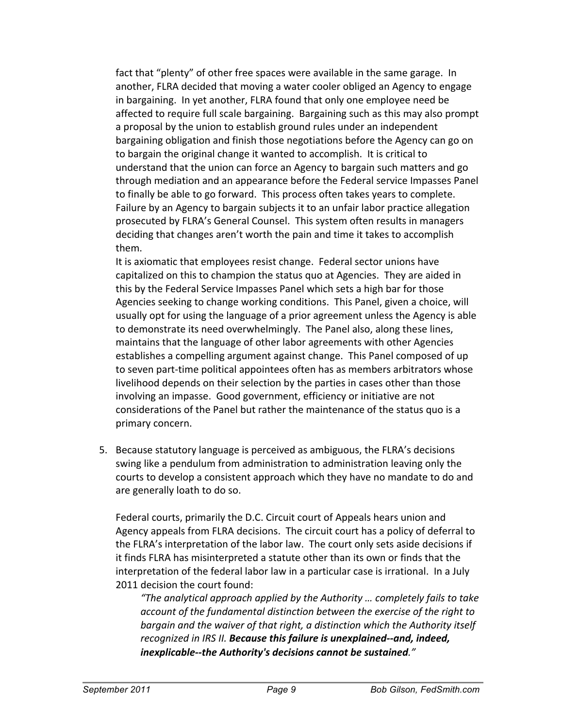fact that "plenty" of other free spaces were available in the same garage. In another, FLRA decided that moving a water cooler obliged an Agency to engage in bargaining. In yet another, FLRA found that only one employee need be affected to require full scale bargaining. Bargaining such as this may also prompt a proposal by the union to establish ground rules under an independent bargaining obligation and finish those negotiations before the Agency can go on to bargain the original change it wanted to accomplish. It is critical to understand that the union can force an Agency to bargain such matters and go through mediation and an appearance before the Federal service Impasses Panel to finally be able to go forward. This process often takes years to complete. Failure by an Agency to bargain subjects it to an unfair labor practice allegation prosecuted by FLRA's General Counsel. This system often results in managers deciding that changes aren't worth the pain and time it takes to accomplish them.

It is axiomatic that employees resist change. Federal sector unions have capitalized on this to champion the status quo at Agencies. They are aided in this by the Federal Service Impasses Panel which sets a high bar for those Agencies seeking to change working conditions. This Panel, given a choice, will usually opt for using the language of a prior agreement unless the Agency is able to demonstrate its need overwhelmingly. The Panel also, along these lines, maintains that the language of other labor agreements with other Agencies establishes a compelling argument against change. This Panel composed of up to seven part-time political appointees often has as members arbitrators whose livelihood depends on their selection by the parties in cases other than those involving an impasse. Good government, efficiency or initiative are not considerations of the Panel but rather the maintenance of the status quo is a primary concern.

5. Because statutory language is perceived as ambiguous, the FLRA's decisions swing like a pendulum from administration to administration leaving only the courts to develop a consistent approach which they have no mandate to do and are generally loath to do so.

   Federal courts, primarily the D.C. Circuit court of Appeals hears union and Agency appeals from FLRA decisions. The circuit court has a policy of deferral to the FLRA's interpretation of the labor law. The court only sets aside decisions if it finds FLRA has misinterpreted a statute other than its own or finds that the interpretation of the federal labor law in a particular case is irrational. In a July 2011 decision the court found:

   > *"The analytical approach applied by the Authority … completely fails to take account of the fundamental distinction between the exercise of the right to bargain and the waiver of that right, a distinction which the Authority itself recognized in IRS II. **Because this failure is unexplained--and, indeed, inexplicable--the Authority's decisions cannot be sustained**."*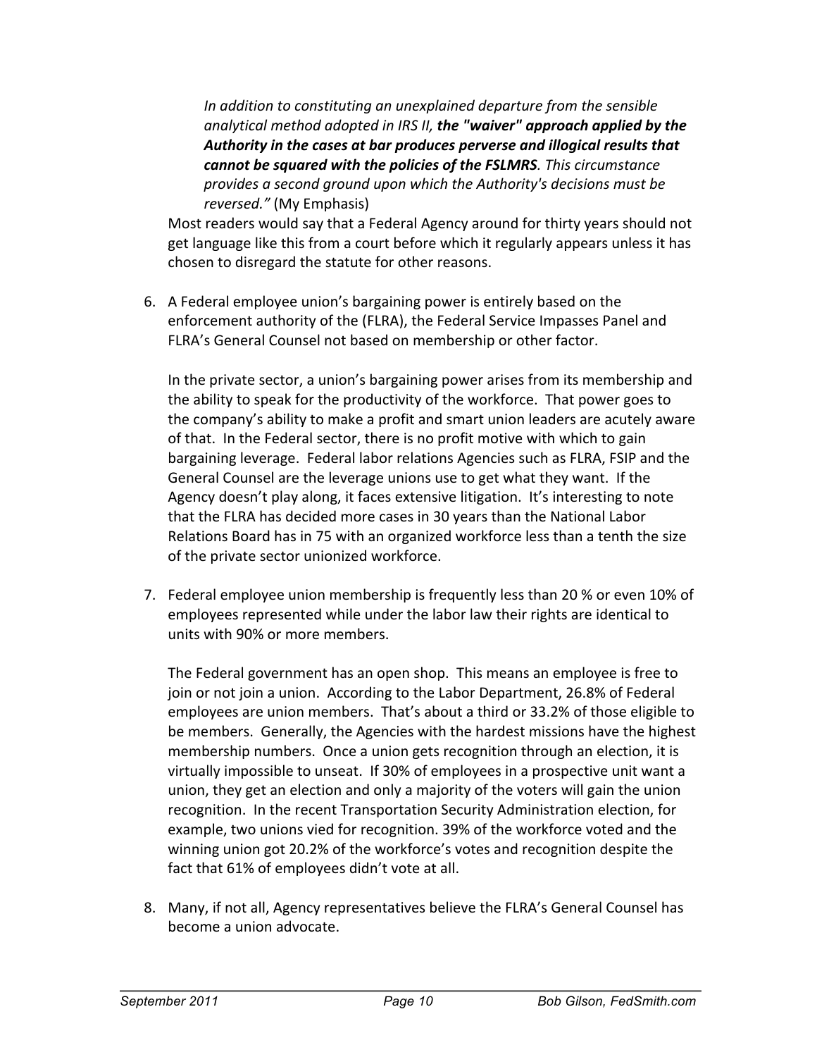> *In addition to constituting an unexplained departure from the sensible analytical method adopted in IRS II, **the "waiver" approach applied by the Authority in the cases at bar produces perverse and illogical results that cannot be squared with the policies of the FSLMRS**. This circumstance provides a second ground upon which the Authority's decisions must be reversed."* (My Emphasis)

Most readers would say that a Federal Agency around for thirty years should not get language like this from a court before which it regularly appears unless it has chosen to disregard the statute for other reasons.

6. A Federal employee union's bargaining power is entirely based on the enforcement authority of the (FLRA), the Federal Service Impasses Panel and FLRA's General Counsel not based on membership or other factor.

   In the private sector, a union's bargaining power arises from its membership and the ability to speak for the productivity of the workforce. That power goes to the company's ability to make a profit and smart union leaders are acutely aware of that. In the Federal sector, there is no profit motive with which to gain bargaining leverage. Federal labor relations Agencies such as FLRA, FSIP and the General Counsel are the leverage unions use to get what they want. If the Agency doesn't play along, it faces extensive litigation. It's interesting to note that the FLRA has decided more cases in 30 years than the National Labor Relations Board has in 75 with an organized workforce less than a tenth the size of the private sector unionized workforce.

7. Federal employee union membership is frequently less than 20 % or even 10% of employees represented while under the labor law their rights are identical to units with 90% or more members.

   The Federal government has an open shop. This means an employee is free to join or not join a union. According to the Labor Department, 26.8% of Federal employees are union members. That's about a third or 33.2% of those eligible to be members. Generally, the Agencies with the hardest missions have the highest membership numbers. Once a union gets recognition through an election, it is virtually impossible to unseat. If 30% of employees in a prospective unit want a union, they get an election and only a majority of the voters will gain the union recognition. In the recent Transportation Security Administration election, for example, two unions vied for recognition. 39% of the workforce voted and the winning union got 20.2% of the workforce's votes and recognition despite the fact that 61% of employees didn't vote at all.

8. Many, if not all, Agency representatives believe the FLRA's General Counsel has become a union advocate.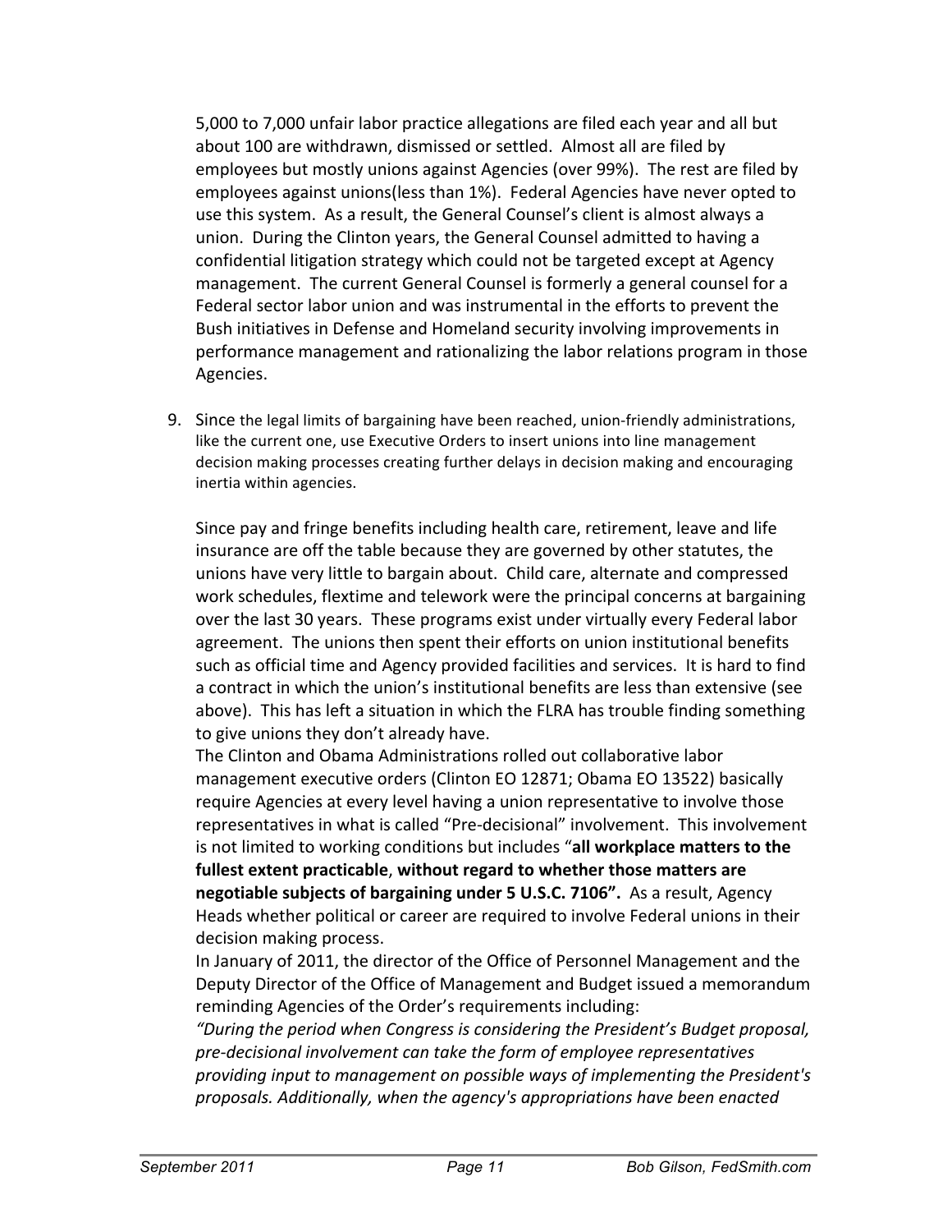5,000 to 7,000 unfair labor practice allegations are filed each year and all but about 100 are withdrawn, dismissed or settled. Almost all are filed by employees but mostly unions against Agencies (over 99%). The rest are filed by employees against unions(less than 1%). Federal Agencies have never opted to use this system. As a result, the General Counsel's client is almost always a union. During the Clinton years, the General Counsel admitted to having a confidential litigation strategy which could not be targeted except at Agency management. The current General Counsel is formerly a general counsel for a Federal sector labor union and was instrumental in the efforts to prevent the Bush initiatives in Defense and Homeland security involving improvements in performance management and rationalizing the labor relations program in those Agencies.

9. Since the legal limits of bargaining have been reached, union-friendly administrations, like the current one, use Executive Orders to insert unions into line management decision making processes creating further delays in decision making and encouraging inertia within agencies.

   Since pay and fringe benefits including health care, retirement, leave and life insurance are off the table because they are governed by other statutes, the unions have very little to bargain about. Child care, alternate and compressed work schedules, flextime and telework were the principal concerns at bargaining over the last 30 years. These programs exist under virtually every Federal labor agreement. The unions then spent their efforts on union institutional benefits such as official time and Agency provided facilities and services. It is hard to find a contract in which the union's institutional benefits are less than extensive (see above). This has left a situation in which the FLRA has trouble finding something to give unions they don't already have.

   The Clinton and Obama Administrations rolled out collaborative labor management executive orders (Clinton EO 12871; Obama EO 13522) basically require Agencies at every level having a union representative to involve those representatives in what is called "Pre-decisional" involvement. This involvement is not limited to working conditions but includes "**all workplace matters to the fullest extent practicable**, **without regard to whether those matters are negotiable subjects of bargaining under 5 U.S.C. 7106".** As a result, Agency Heads whether political or career are required to involve Federal unions in their decision making process.

   In January of 2011, the director of the Office of Personnel Management and the Deputy Director of the Office of Management and Budget issued a memorandum reminding Agencies of the Order's requirements including:

   *"During the period when Congress is considering the President's Budget proposal, pre-decisional involvement can take the form of employee representatives providing input to management on possible ways of implementing the President's proposals. Additionally, when the agency's appropriations have been enacted*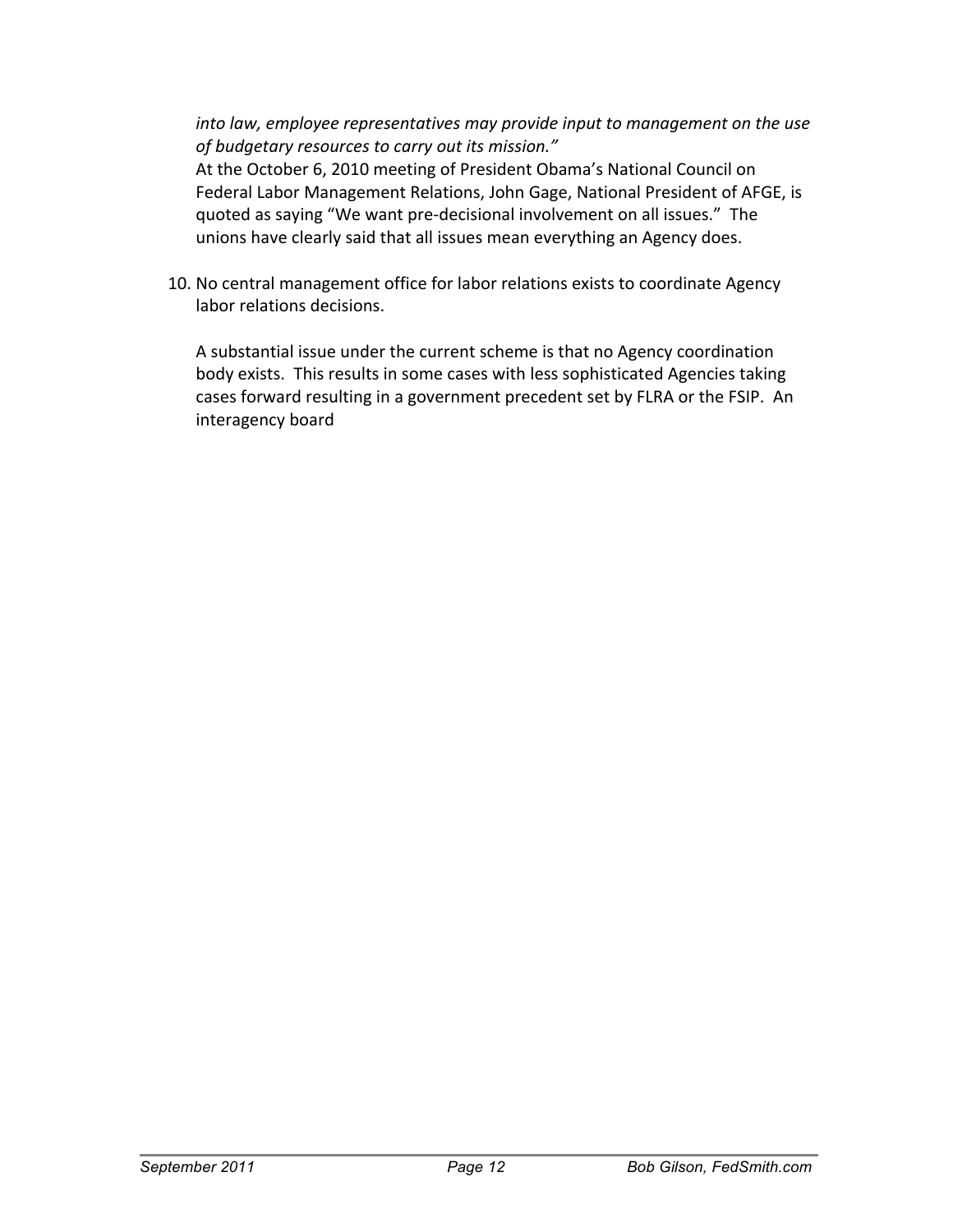*into law, employee representatives may provide input to management on the use of budgetary resources to carry out its mission."*
At the October 6, 2010 meeting of President Obama's National Council on Federal Labor Management Relations, John Gage, National President of AFGE, is quoted as saying "We want pre-decisional involvement on all issues." The unions have clearly said that all issues mean everything an Agency does.

10. No central management office for labor relations exists to coordinate Agency labor relations decisions.

    A substantial issue under the current scheme is that no Agency coordination body exists. This results in some cases with less sophisticated Agencies taking cases forward resulting in a government precedent set by FLRA or the FSIP. An interagency board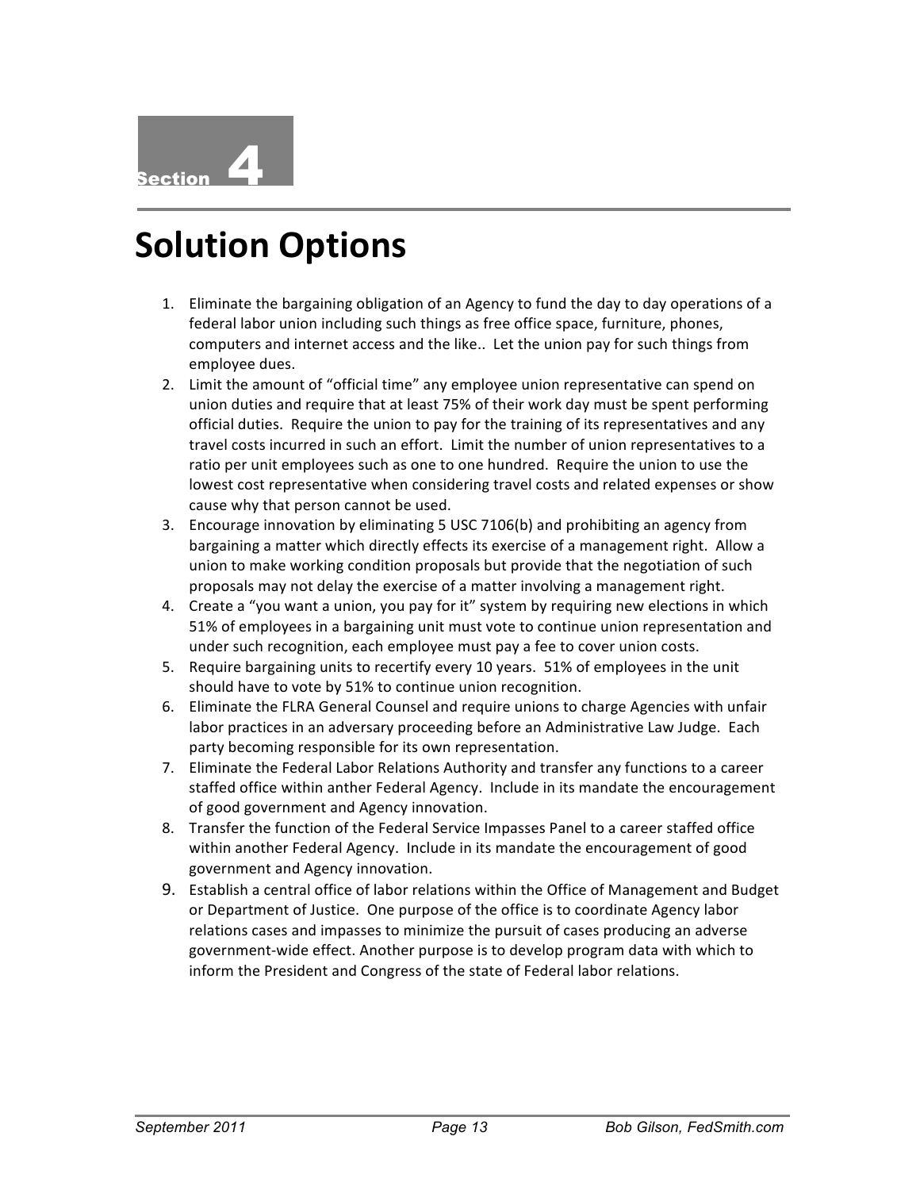Section 4

# Solution Options

1. Eliminate the bargaining obligation of an Agency to fund the day to day operations of a federal labor union including such things as free office space, furniture, phones, computers and internet access and the like.. Let the union pay for such things from employee dues.
2. Limit the amount of "official time" any employee union representative can spend on union duties and require that at least 75% of their work day must be spent performing official duties. Require the union to pay for the training of its representatives and any travel costs incurred in such an effort. Limit the number of union representatives to a ratio per unit employees such as one to one hundred. Require the union to use the lowest cost representative when considering travel costs and related expenses or show cause why that person cannot be used.
3. Encourage innovation by eliminating 5 USC 7106(b) and prohibiting an agency from bargaining a matter which directly effects its exercise of a management right. Allow a union to make working condition proposals but provide that the negotiation of such proposals may not delay the exercise of a matter involving a management right.
4. Create a "you want a union, you pay for it" system by requiring new elections in which 51% of employees in a bargaining unit must vote to continue union representation and under such recognition, each employee must pay a fee to cover union costs.
5. Require bargaining units to recertify every 10 years. 51% of employees in the unit should have to vote by 51% to continue union recognition.
6. Eliminate the FLRA General Counsel and require unions to charge Agencies with unfair labor practices in an adversary proceeding before an Administrative Law Judge. Each party becoming responsible for its own representation.
7. Eliminate the Federal Labor Relations Authority and transfer any functions to a career staffed office within anther Federal Agency. Include in its mandate the encouragement of good government and Agency innovation.
8. Transfer the function of the Federal Service Impasses Panel to a career staffed office within another Federal Agency. Include in its mandate the encouragement of good government and Agency innovation.
9. Establish a central office of labor relations within the Office of Management and Budget or Department of Justice. One purpose of the office is to coordinate Agency labor relations cases and impasses to minimize the pursuit of cases producing an adverse government-wide effect. Another purpose is to develop program data with which to inform the President and Congress of the state of Federal labor relations.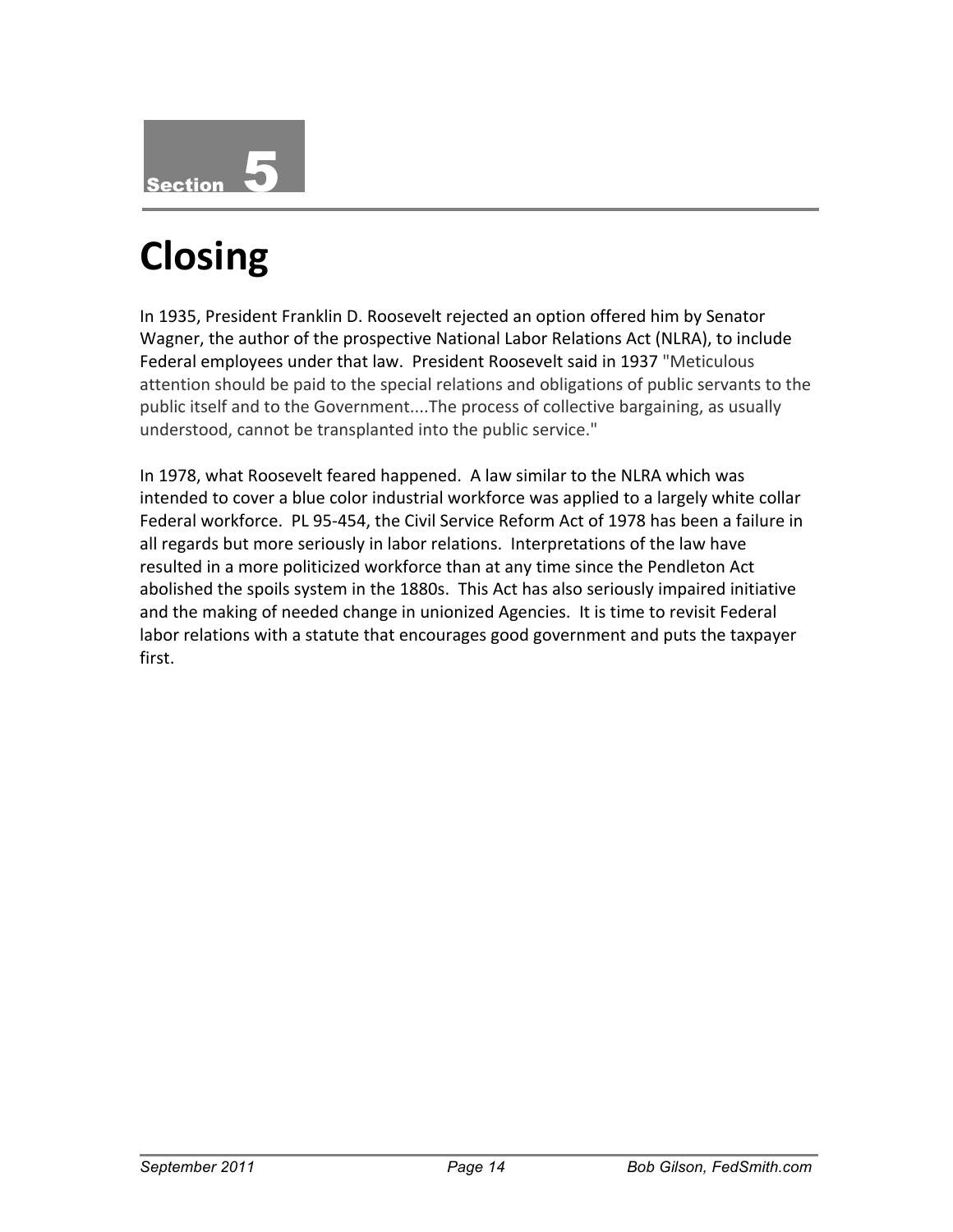Section 5

# Closing

In 1935, President Franklin D. Roosevelt rejected an option offered him by Senator Wagner, the author of the prospective National Labor Relations Act (NLRA), to include Federal employees under that law. President Roosevelt said in 1937 "Meticulous attention should be paid to the special relations and obligations of public servants to the public itself and to the Government....The process of collective bargaining, as usually understood, cannot be transplanted into the public service."

In 1978, what Roosevelt feared happened. A law similar to the NLRA which was intended to cover a blue color industrial workforce was applied to a largely white collar Federal workforce. PL 95-454, the Civil Service Reform Act of 1978 has been a failure in all regards but more seriously in labor relations. Interpretations of the law have resulted in a more politicized workforce than at any time since the Pendleton Act abolished the spoils system in the 1880s. This Act has also seriously impaired initiative and the making of needed change in unionized Agencies. It is time to revisit Federal labor relations with a statute that encourages good government and puts the taxpayer first.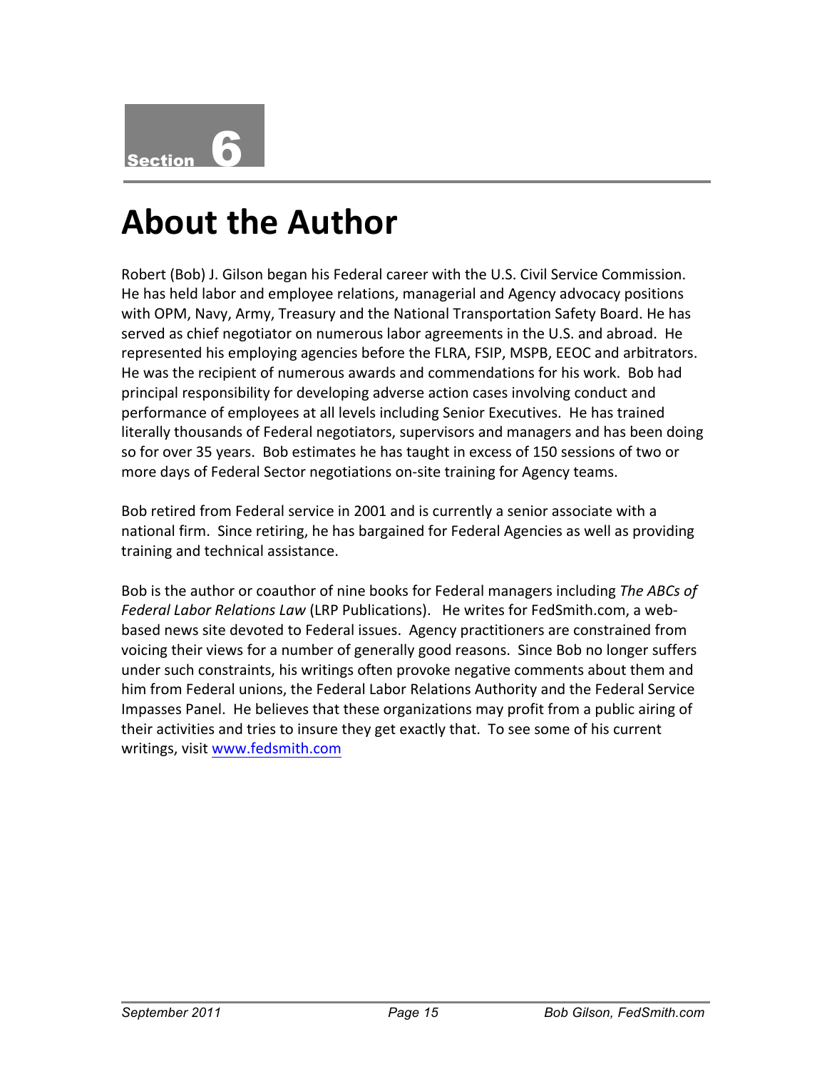Section 6

# About the Author

Robert (Bob) J. Gilson began his Federal career with the U.S. Civil Service Commission. He has held labor and employee relations, managerial and Agency advocacy positions with OPM, Navy, Army, Treasury and the National Transportation Safety Board. He has served as chief negotiator on numerous labor agreements in the U.S. and abroad. He represented his employing agencies before the FLRA, FSIP, MSPB, EEOC and arbitrators. He was the recipient of numerous awards and commendations for his work. Bob had principal responsibility for developing adverse action cases involving conduct and performance of employees at all levels including Senior Executives. He has trained literally thousands of Federal negotiators, supervisors and managers and has been doing so for over 35 years. Bob estimates he has taught in excess of 150 sessions of two or more days of Federal Sector negotiations on-site training for Agency teams.

Bob retired from Federal service in 2001 and is currently a senior associate with a national firm. Since retiring, he has bargained for Federal Agencies as well as providing training and technical assistance.

Bob is the author or coauthor of nine books for Federal managers including *The ABCs of Federal Labor Relations Law* (LRP Publications). He writes for FedSmith.com, a web-based news site devoted to Federal issues. Agency practitioners are constrained from voicing their views for a number of generally good reasons. Since Bob no longer suffers under such constraints, his writings often provoke negative comments about them and him from Federal unions, the Federal Labor Relations Authority and the Federal Service Impasses Panel. He believes that these organizations may profit from a public airing of their activities and tries to insure they get exactly that. To see some of his current writings, visit [www.fedsmith.com](http://www.fedsmith.com)